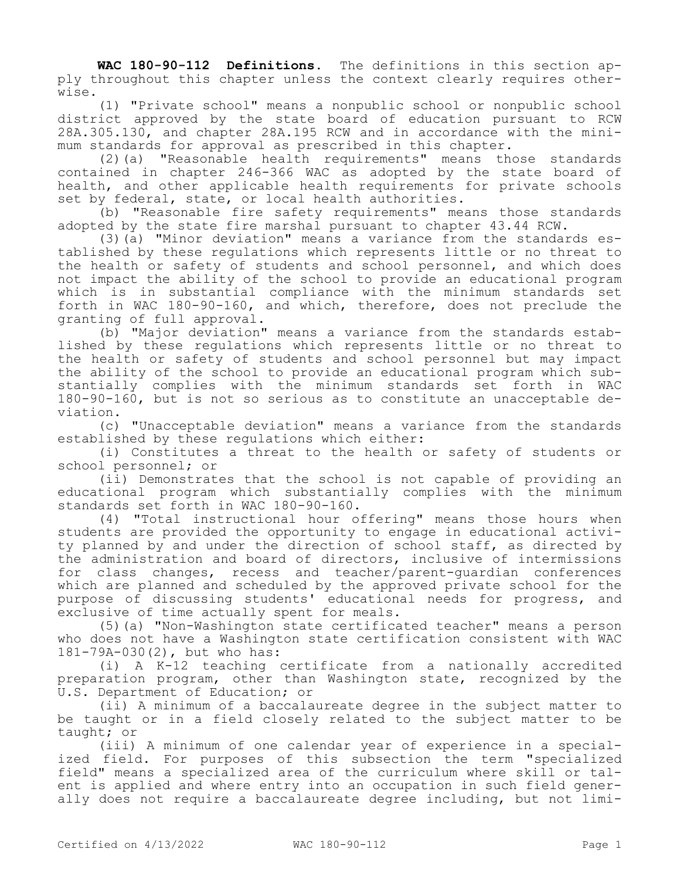**WAC 180-90-112 Definitions.** The definitions in this section apply throughout this chapter unless the context clearly requires otherwise.

(1) "Private school" means a nonpublic school or nonpublic school district approved by the state board of education pursuant to RCW 28A.305.130, and chapter 28A.195 RCW and in accordance with the minimum standards for approval as prescribed in this chapter.

(2)(a) "Reasonable health requirements" means those standards contained in chapter 246-366 WAC as adopted by the state board of health, and other applicable health requirements for private schools set by federal, state, or local health authorities.

(b) "Reasonable fire safety requirements" means those standards adopted by the state fire marshal pursuant to chapter 43.44 RCW.

(3)(a) "Minor deviation" means a variance from the standards established by these regulations which represents little or no threat to the health or safety of students and school personnel, and which does not impact the ability of the school to provide an educational program which is in substantial compliance with the minimum standards set forth in WAC 180-90-160, and which, therefore, does not preclude the granting of full approval.

(b) "Major deviation" means a variance from the standards established by these regulations which represents little or no threat to the health or safety of students and school personnel but may impact the ability of the school to provide an educational program which substantially complies with the minimum standards set forth in WAC 180-90-160, but is not so serious as to constitute an unacceptable deviation.

(c) "Unacceptable deviation" means a variance from the standards established by these regulations which either:

(i) Constitutes a threat to the health or safety of students or school personnel; or

(ii) Demonstrates that the school is not capable of providing an educational program which substantially complies with the minimum standards set forth in WAC 180-90-160.

(4) "Total instructional hour offering" means those hours when students are provided the opportunity to engage in educational activity planned by and under the direction of school staff, as directed by the administration and board of directors, inclusive of intermissions for class changes, recess and teacher/parent-guardian conferences which are planned and scheduled by the approved private school for the purpose of discussing students' educational needs for progress, and exclusive of time actually spent for meals.

(5)(a) "Non-Washington state certificated teacher" means a person who does not have a Washington state certification consistent with WAC 181-79A-030(2), but who has:

(i) A K-12 teaching certificate from a nationally accredited preparation program, other than Washington state, recognized by the U.S. Department of Education; or

(ii) A minimum of a baccalaureate degree in the subject matter to be taught or in a field closely related to the subject matter to be taught; or

(iii) A minimum of one calendar year of experience in a specialized field. For purposes of this subsection the term "specialized field" means a specialized area of the curriculum where skill or talent is applied and where entry into an occupation in such field generally does not require a baccalaureate degree including, but not limi-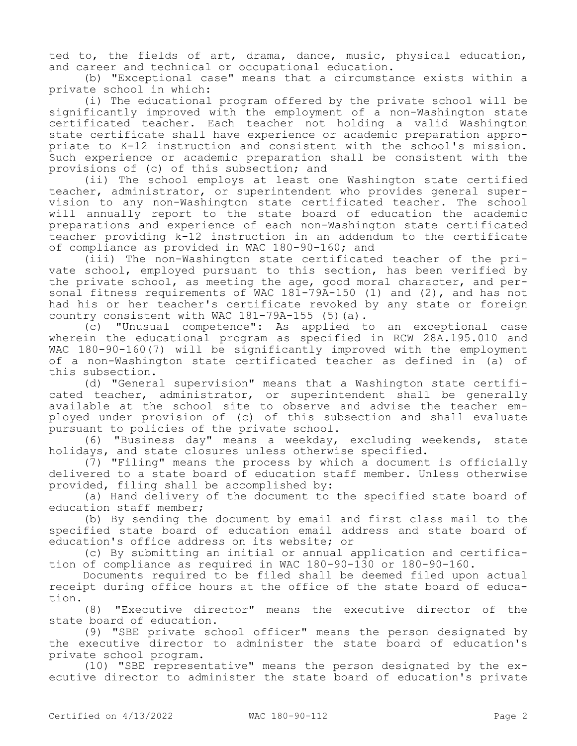ted to, the fields of art, drama, dance, music, physical education, and career and technical or occupational education.

(b) "Exceptional case" means that a circumstance exists within a private school in which:

(i) The educational program offered by the private school will be significantly improved with the employment of a non-Washington state certificated teacher. Each teacher not holding a valid Washington state certificate shall have experience or academic preparation appropriate to K-12 instruction and consistent with the school's mission. Such experience or academic preparation shall be consistent with the provisions of (c) of this subsection; and

(ii) The school employs at least one Washington state certified teacher, administrator, or superintendent who provides general supervision to any non-Washington state certificated teacher. The school will annually report to the state board of education the academic preparations and experience of each non-Washington state certificated teacher providing k-12 instruction in an addendum to the certificate of compliance as provided in WAC 180-90-160; and

(iii) The non-Washington state certificated teacher of the private school, employed pursuant to this section, has been verified by the private school, as meeting the age, good moral character, and personal fitness requirements of WAC 181-79A-150 (1) and (2), and has not had his or her teacher's certificate revoked by any state or foreign country consistent with WAC 181-79A-155 (5)(a).

(c) "Unusual competence": As applied to an exceptional case wherein the educational program as specified in RCW 28A.195.010 and WAC 180-90-160(7) will be significantly improved with the employment of a non-Washington state certificated teacher as defined in (a) of this subsection.

(d) "General supervision" means that a Washington state certificated teacher, administrator, or superintendent shall be generally available at the school site to observe and advise the teacher employed under provision of (c) of this subsection and shall evaluate pursuant to policies of the private school.

(6) "Business day" means a weekday, excluding weekends, state holidays, and state closures unless otherwise specified.

(7) "Filing" means the process by which a document is officially delivered to a state board of education staff member. Unless otherwise provided, filing shall be accomplished by:

(a) Hand delivery of the document to the specified state board of education staff member;

(b) By sending the document by email and first class mail to the specified state board of education email address and state board of education's office address on its website; or

(c) By submitting an initial or annual application and certification of compliance as required in WAC 180-90-130 or 180-90-160.

Documents required to be filed shall be deemed filed upon actual receipt during office hours at the office of the state board of education.

(8) "Executive director" means the executive director of the state board of education.

(9) "SBE private school officer" means the person designated by the executive director to administer the state board of education's private school program.

(10) "SBE representative" means the person designated by the executive director to administer the state board of education's private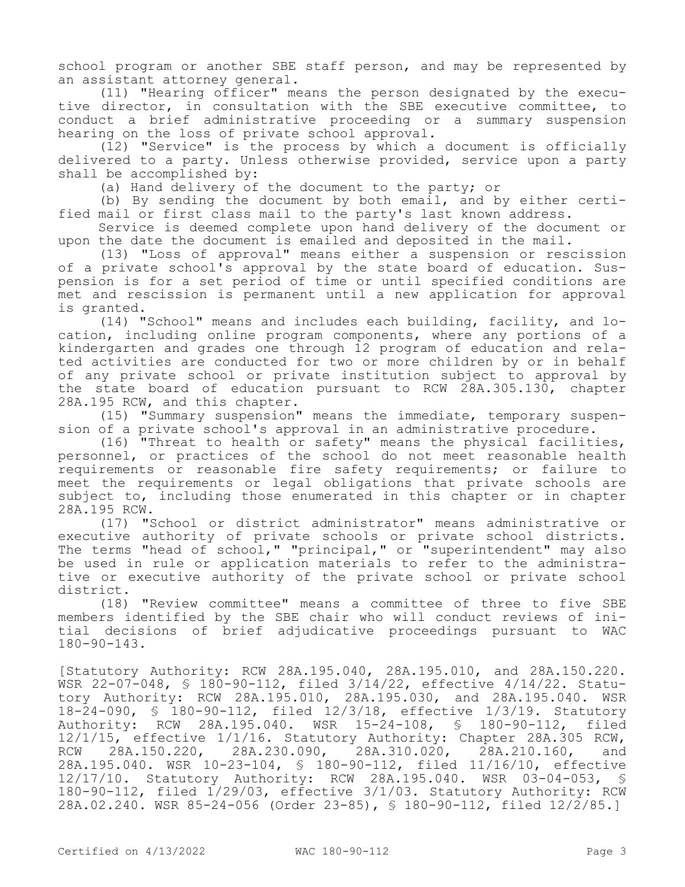school program or another SBE staff person, and may be represented by an assistant attorney general.

(11) "Hearing officer" means the person designated by the executive director, in consultation with the SBE executive committee, to conduct a brief administrative proceeding or a summary suspension hearing on the loss of private school approval.

(12) "Service" is the process by which a document is officially delivered to a party. Unless otherwise provided, service upon a party shall be accomplished by:

(a) Hand delivery of the document to the party; or

(b) By sending the document by both email, and by either certified mail or first class mail to the party's last known address.

Service is deemed complete upon hand delivery of the document or upon the date the document is emailed and deposited in the mail.

(13) "Loss of approval" means either a suspension or rescission of a private school's approval by the state board of education. Suspension is for a set period of time or until specified conditions are met and rescission is permanent until a new application for approval is granted.

(14) "School" means and includes each building, facility, and location, including online program components, where any portions of a kindergarten and grades one through 12 program of education and related activities are conducted for two or more children by or in behalf of any private school or private institution subject to approval by the state board of education pursuant to RCW 28A.305.130, chapter 28A.195 RCW, and this chapter.

(15) "Summary suspension" means the immediate, temporary suspension of a private school's approval in an administrative procedure.

(16) "Threat to health or safety" means the physical facilities, personnel, or practices of the school do not meet reasonable health requirements or reasonable fire safety requirements; or failure to meet the requirements or legal obligations that private schools are subject to, including those enumerated in this chapter or in chapter 28A.195 RCW.

(17) "School or district administrator" means administrative or executive authority of private schools or private school districts. The terms "head of school," "principal," or "superintendent" may also be used in rule or application materials to refer to the administrative or executive authority of the private school or private school district.

(18) "Review committee" means a committee of three to five SBE members identified by the SBE chair who will conduct reviews of initial decisions of brief adjudicative proceedings pursuant to WAC 180-90-143.

[Statutory Authority: RCW 28A.195.040, 28A.195.010, and 28A.150.220. WSR 22-07-048, § 180-90-112, filed 3/14/22, effective 4/14/22. Statutory Authority: RCW 28A.195.010, 28A.195.030, and 28A.195.040. WSR 18-24-090, § 180-90-112, filed 12/3/18, effective 1/3/19. Statutory Authority: RCW 28A.195.040. WSR 15-24-108, § 180-90-112, filed 12/1/15, effective 1/1/16. Statutory Authority: Chapter 28A.305 RCW, RCW 28A.150.220, 28A.230.090, 28A.310.020, 28A.210.160, and 28A.195.040. WSR 10-23-104, § 180-90-112, filed 11/16/10, effective 12/17/10. Statutory Authority: RCW 28A.195.040. WSR 03-04-053, § 180-90-112, filed 1/29/03, effective 3/1/03. Statutory Authority: RCW 28A.02.240. WSR 85-24-056 (Order 23-85), § 180-90-112, filed 12/2/85.]